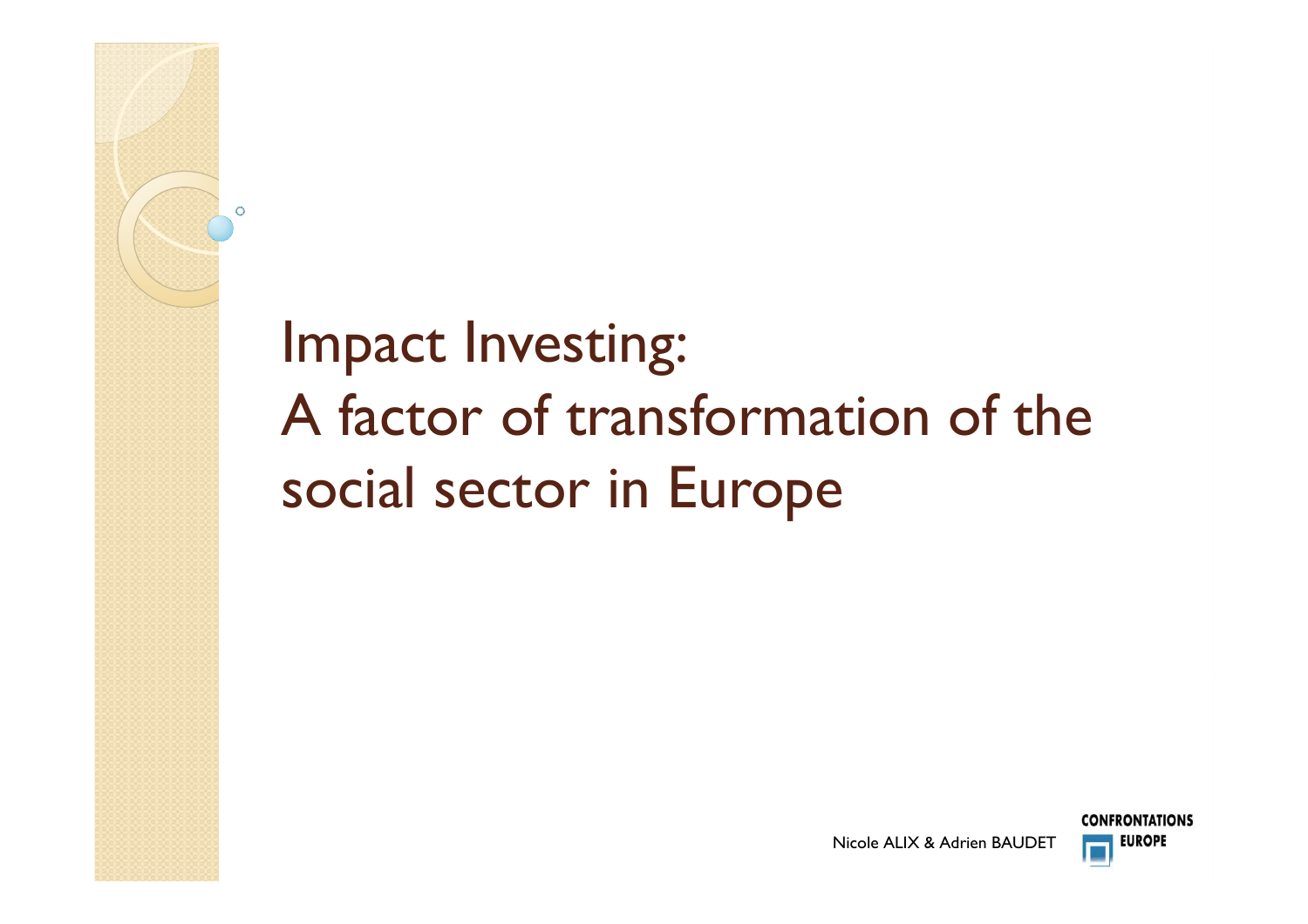# Impact Investing: A factor of transformation of the social sector in Europe

Nicole ALIX & Adrien BAUDET

CONFRONTATIONS EUROPE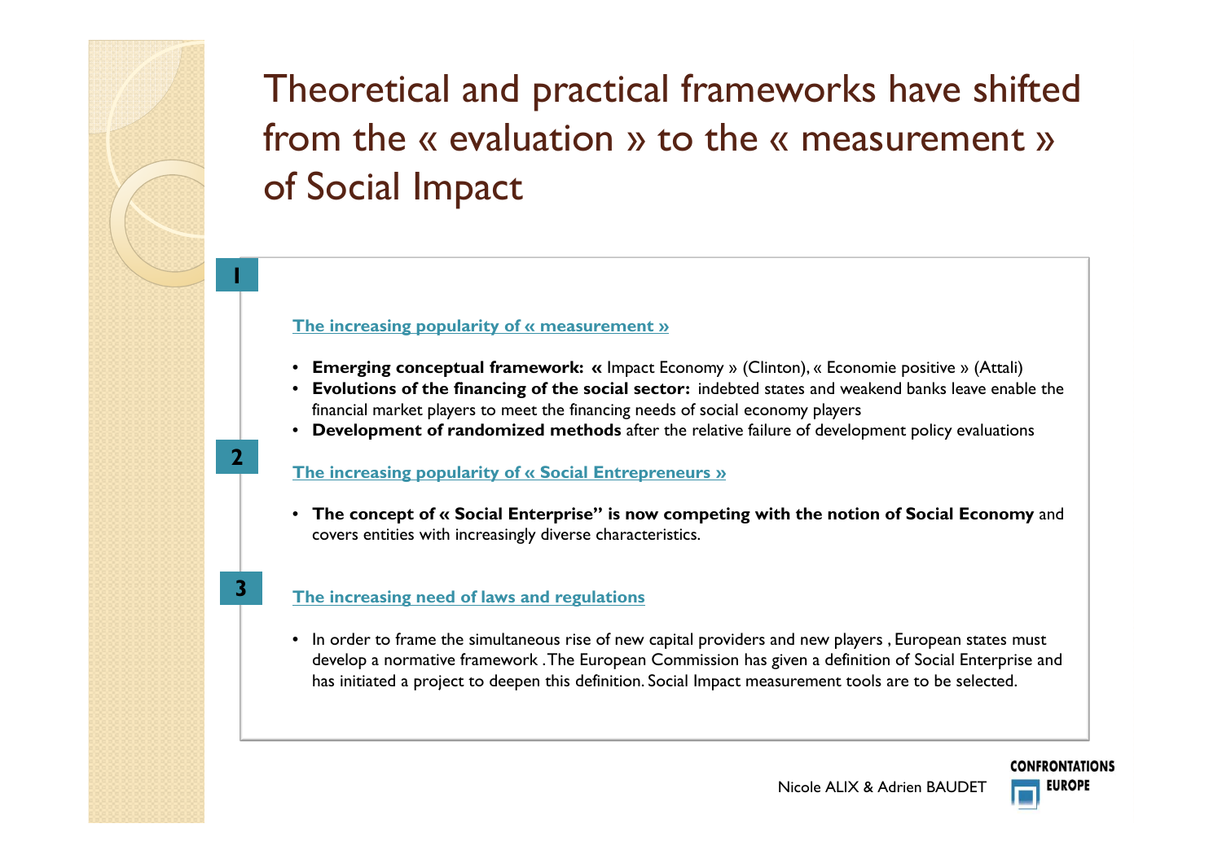# Theoretical and practical frameworks have shifted from the « evaluation » to the « measurement » of Social Impact

**1**

**The increasing popularity of « measurement »**

- **Emerging conceptual framework: «** Impact Economy » (Clinton), « Economie positive » (Attali)
- **Evolutions of the financing of the social sector:** indebted states and weakend banks leave enable the financial market players to meet the financing needs of social economy players
- **Development of randomized methods** after the relative failure of development policy evaluations

**2**

**The increasing popularity of « Social Entrepreneurs »**

- **The concept of « Social Enterprise" is now competing with the notion of Social Economy** and covers entities with increasingly diverse characteristics.

**3**

**The increasing need of laws and regulations**

- In order to frame the simultaneous rise of new capital providers and new players , European states must develop a normative framework . The European Commission has given a definition of Social Enterprise and has initiated a project to deepen this definition. Social Impact measurement tools are to be selected.

Nicole ALIX & Adrien BAUDET

CONFRONTATIONS EUROPE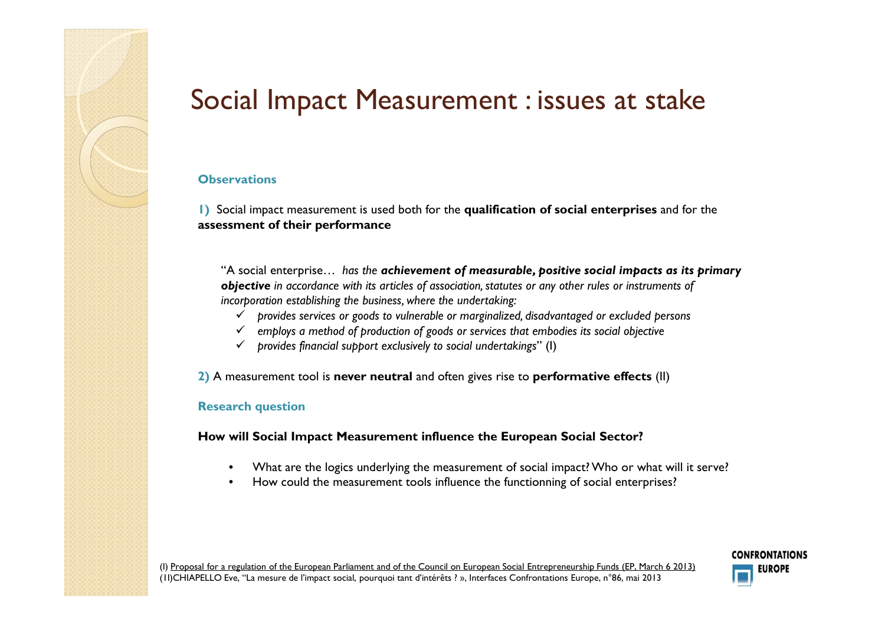# Social Impact Measurement : issues at stake

**Observations**

**1)** Social impact measurement is used both for the **qualification of social enterprises** and for the **assessment of their performance**

"A social enterprise… *has the* ***achievement of measurable, positive social impacts as its primary objective*** *in accordance with its articles of association, statutes or any other rules or instruments of incorporation establishing the business, where the undertaking:*

- ✓ *provides services or goods to vulnerable or marginalized, disadvantaged or excluded persons*
- ✓ *employs a method of production of goods or services that embodies its social objective*
- ✓ *provides financial support exclusively to social undertakings*" (I)

**2)** A measurement tool is **never neutral** and often gives rise to **performative effects** (II)

**Research question**

**How will Social Impact Measurement influence the European Social Sector?**

- What are the logics underlying the measurement of social impact? Who or what will it serve?
- How could the measurement tools influence the functionning of social enterprises?

(I) Proposal for a regulation of the European Parliament and of the Council on European Social Entrepreneurship Funds (EP, March 6 2013)
(II)CHIAPELLO Eve, "La mesure de l'impact social, pourquoi tant d'intérêts ? », Interfaces Confrontations Europe, n°86, mai 2013

CONFRONTATIONS EUROPE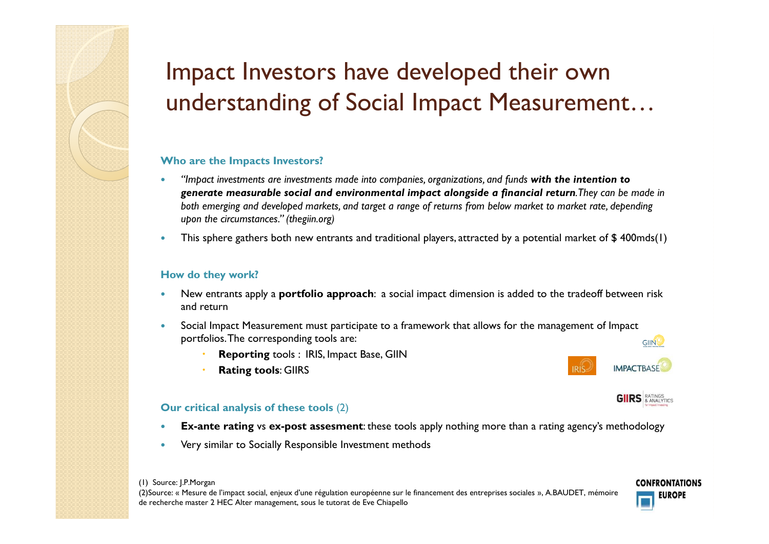# Impact Investors have developed their own understanding of Social Impact Measurement…

### Who are the Impacts Investors?

- *"Impact investments are investments made into companies, organizations, and funds* ***with the intention to generate measurable social and environmental impact alongside a financial return****. They can be made in both emerging and developed markets, and target a range of returns from below market to market rate, depending upon the circumstances." (thegiin.org)*
- This sphere gathers both new entrants and traditional players, attracted by a potential market of $ 400mds(1)

### How do they work?

- New entrants apply a **portfolio approach**: a social impact dimension is added to the tradeoff between risk and return
- Social Impact Measurement must participate to a framework that allows for the management of Impact portfolios. The corresponding tools are:
  - **Reporting** tools : IRIS, Impact Base, GIIN
  - **Rating tools**: GIIRS

### Our critical analysis of these tools (2)

- **Ex-ante rating** vs **ex-post assesment**: these tools apply nothing more than a rating agency's methodology
- Very similar to Socially Responsible Investment methods

(1) Source: J.P.Morgan
(2)Source: « Mesure de l'impact social, enjeux d'une régulation européenne sur le financement des entreprises sociales », A.BAUDET, mémoire de recherche master 2 HEC Alter management, sous le tutorat de Eve Chiapello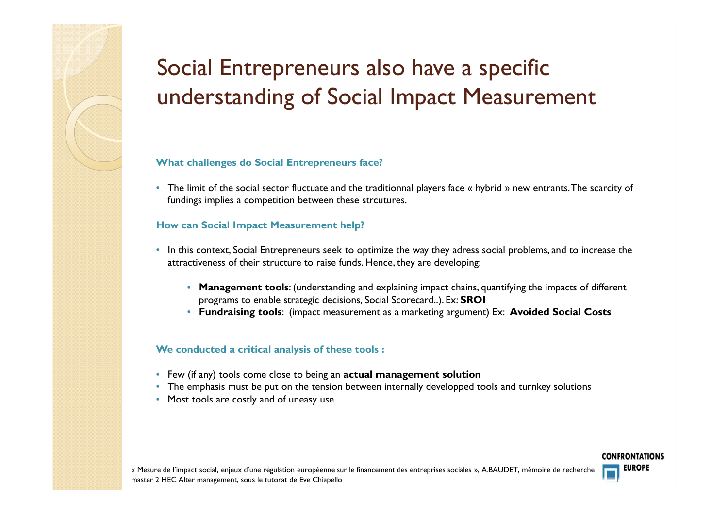# Social Entrepreneurs also have a specific understanding of Social Impact Measurement

### What challenges do Social Entrepreneurs face?

- The limit of the social sector fluctuate and the traditionnal players face « hybrid » new entrants. The scarcity of fundings implies a competition between these strcutures.

### How can Social Impact Measurement help?

- In this context, Social Entrepreneurs seek to optimize the way they adress social problems, and to increase the attractiveness of their structure to raise funds. Hence, they are developing:
  - **Management tools**: (understanding and explaining impact chains, quantifying the impacts of different programs to enable strategic decisions, Social Scorecard..). Ex: **SROI**
  - **Fundraising tools**: (impact measurement as a marketing argument) Ex: **Avoided Social Costs**

### We conducted a critical analysis of these tools :

- Few (if any) tools come close to being an **actual management solution**
- The emphasis must be put on the tension between internally developped tools and turnkey solutions
- Most tools are costly and of uneasy use

« Mesure de l'impact social, enjeux d'une régulation européenne sur le financement des entreprises sociales », A.BAUDET, mémoire de recherche master 2 HEC Alter management, sous le tutorat de Eve Chiapello

CONFRONTATIONS EUROPE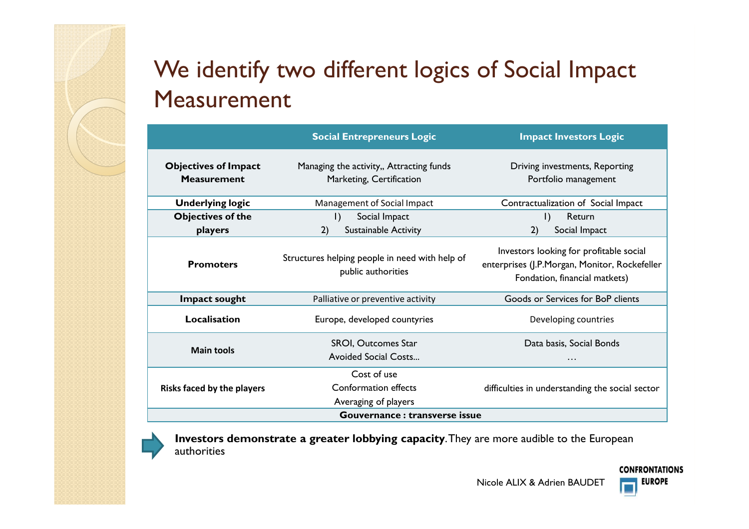# We identify two different logics of Social Impact Measurement

| | Social Entrepreneurs Logic | Impact Investors Logic |
|---|---|---|
| **Objectives of Impact Measurement** | Managing the activity,, Attracting funds Marketing, Certification | Driving investments, Reporting Portfolio management |
| **Underlying logic** | Management of Social Impact | Contractualization of Social Impact |
| **Objectives of the players** | 1) Social Impact 2) Sustainable Activity | 1) Return 2) Social Impact |
| **Promoters** | Structures helping people in need with help of public authorities | Investors looking for profitable social enterprises (J.P.Morgan, Monitor, Rockefeller Fondation, financial matkets) |
| **Impact sought** | Palliative or preventive activity | Goods or Services for BoP clients |
| **Localisation** | Europe, developed countyries | Developing countries |
| **Main tools** | SROI, Outcomes Star Avoided Social Costs… | Data basis, Social Bonds … |
| **Risks faced by the players** | Cost of use Conformation effects Averaging of players | difficulties in understanding the social sector |
| **Gouvernance : transverse issue** | | |

**Investors demonstrate a greater lobbying capacity**. They are more audible to the European authorities

Nicole ALIX & Adrien BAUDET

CONFRONTATIONS EUROPE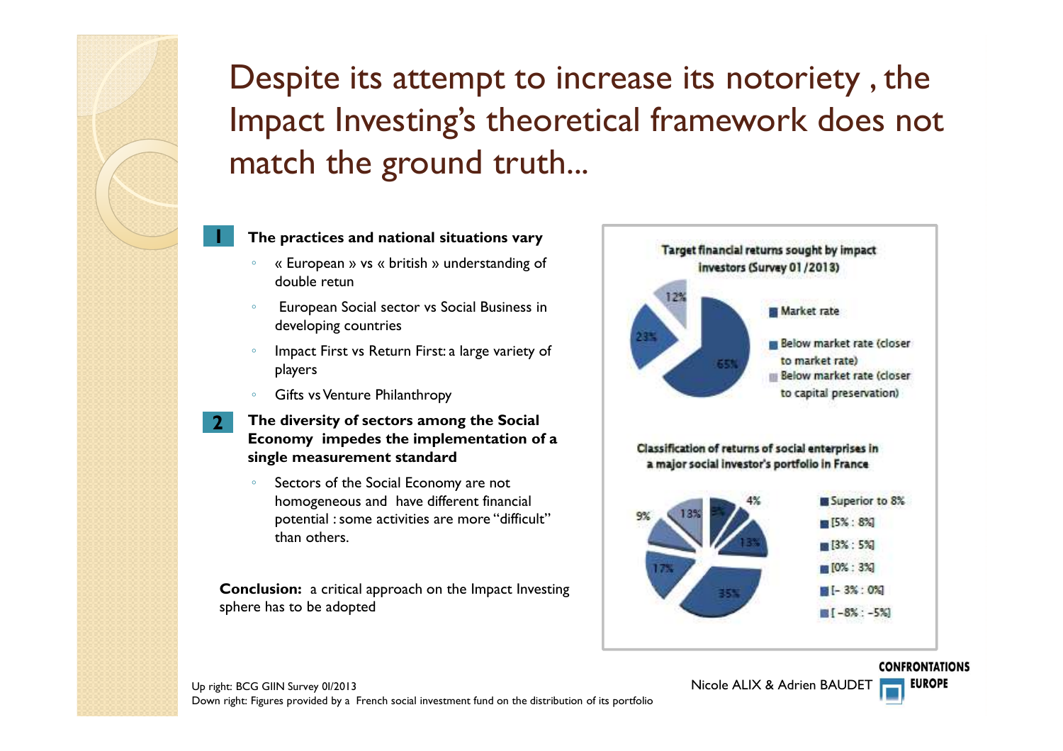# Despite its attempt to increase its notoriety , the Impact Investing's theoretical framework does not match the ground truth...

**1 The practices and national situations vary**

- « European » vs « british » understanding of double retun
- European Social sector vs Social Business in developing countries
- Impact First vs Return First: a large variety of players
- Gifts vs Venture Philanthropy

**2 The diversity of sectors among the Social Economy impedes the implementation of a single measurement standard**

- Sectors of the Social Economy are not homogeneous and have different financial potential : some activities are more "difficult" than others.

**Conclusion:** a critical approach on the Impact Investing sphere has to be adopted

**Target financial returns sought by impact investors (Survey 01/2013)**

| Category | Share |
| --- | --- |
| Market rate | 65% |
| Below market rate (closer to market rate) | 23% |
| Below market rate (closer to capital preservation) | 12% |

**Classification of returns of social enterprises in a major social investor's portfolio in France**

Legend: Superior to 8%; [5% : 8%]; [3% : 5%]; [0% : 3%]; [- 3% : 0%]; [ -8% : -5%]

Values shown: 4%, 13%, 35%, 17%, 9%, 13%, 8%

Up right: BCG GIIN Survey 01/2013
Down right: Figures provided by a French social investment fund on the distribution of its portfolio

Nicole ALIX & Adrien BAUDET

CONFRONTATIONS EUROPE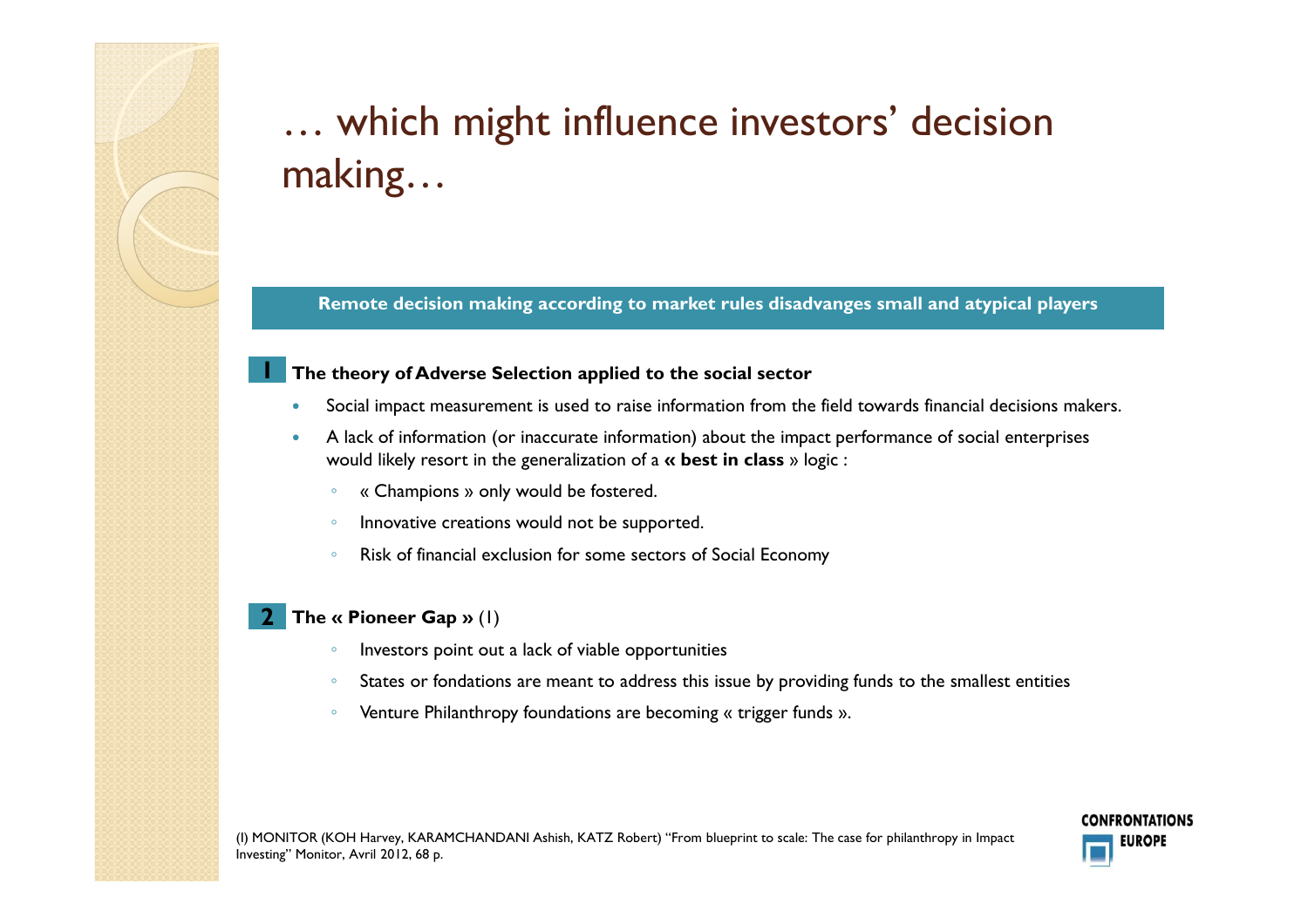# … which might influence investors' decision making…

**Remote decision making according to market rules disadvanges small and atypical players**

**1 The theory of Adverse Selection applied to the social sector**

- Social impact measurement is used to raise information from the field towards financial decisions makers.
- A lack of information (or inaccurate information) about the impact performance of social enterprises would likely resort in the generalization of a **« best in class** » logic :
  - « Champions » only would be fostered.
  - Innovative creations would not be supported.
  - Risk of financial exclusion for some sectors of Social Economy

**2 The « Pioneer Gap »** (1)

- Investors point out a lack of viable opportunities
- States or fondations are meant to address this issue by providing funds to the smallest entities
- Venture Philanthropy foundations are becoming « trigger funds ».

(I) MONITOR (KOH Harvey, KARAMCHANDANI Ashish, KATZ Robert) "From blueprint to scale: The case for philanthropy in Impact Investing" Monitor, Avril 2012, 68 p.

CONFRONTATIONS EUROPE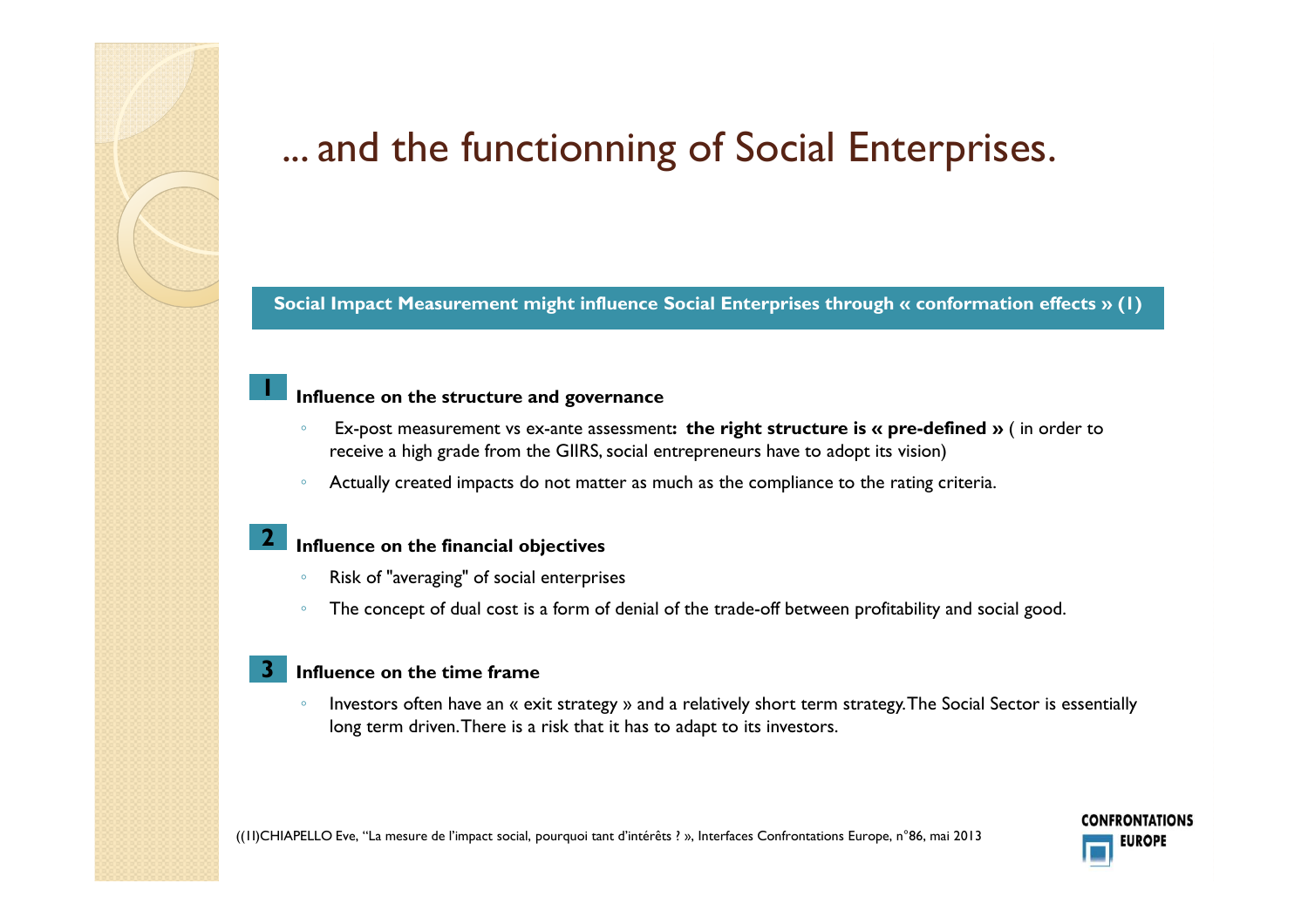# ... and the functionning of Social Enterprises.

**Social Impact Measurement might influence Social Enterprises through « conformation effects » (1)**

**1 Influence on the structure and governance**

- Ex-post measurement vs ex-ante assessment**: the right structure is « pre-defined »** ( in order to receive a high grade from the GIIRS, social entrepreneurs have to adopt its vision)
- Actually created impacts do not matter as much as the compliance to the rating criteria.

**2 Influence on the financial objectives**

- Risk of "averaging" of social enterprises
- The concept of dual cost is a form of denial of the trade-off between profitability and social good.

**3 Influence on the time frame**

- Investors often have an « exit strategy » and a relatively short term strategy. The Social Sector is essentially long term driven. There is a risk that it has to adapt to its investors.

((1)CHIAPELLO Eve, "La mesure de l'impact social, pourquoi tant d'intérêts ? », Interfaces Confrontations Europe, n°86, mai 2013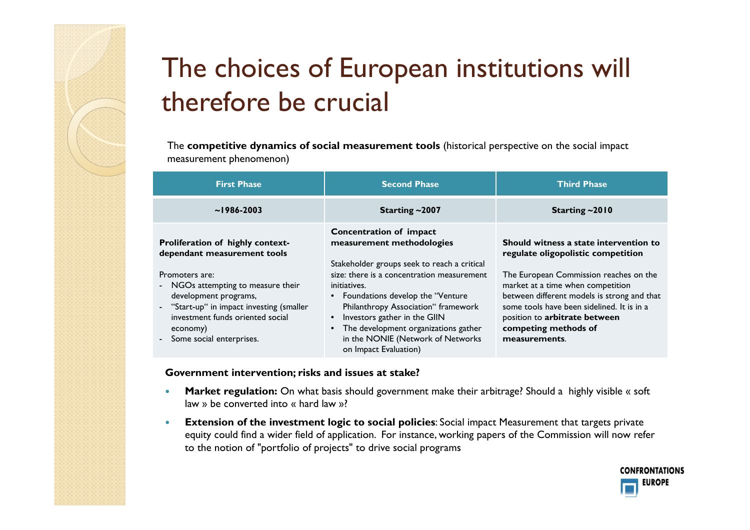# The choices of European institutions will therefore be crucial

The **competitive dynamics of social measurement tools** (historical perspective on the social impact measurement phenomenon)

| First Phase | Second Phase | Third Phase |
|---|---|---|
| **~1986-2003** | **Starting ~2007** | **Starting ~2010** |
| **Proliferation of highly context-dependant measurement tools**<br><br>Promoters are:<br>- NGOs attempting to measure their development programs,<br>- "Start-up" in impact investing (smaller investment funds oriented social economy)<br>- Some social enterprises. | **Concentration of impact measurement methodologies**<br><br>Stakeholder groups seek to reach a critical size: there is a concentration measurement initiatives.<br>• Foundations develop the "Venture Philanthropy Association" framework<br>• Investors gather in the GIIN<br>• The development organizations gather in the NONIE (Network of Networks on Impact Evaluation) | **Should witness a state intervention to regulate oligopolistic competition**<br><br>The European Commission reaches on the market at a time when competition between different models is strong and that some tools have been sidelined. It is in a position to **arbitrate between competing methods of measurements**. |

**Government intervention; risks and issues at stake?**

- **Market regulation:** On what basis should government make their arbitrage? Should a highly visible « soft law » be converted into « hard law »?
- **Extension of the investment logic to social policies**: Social impact Measurement that targets private equity could find a wider field of application. For instance, working papers of the Commission will now refer to the notion of "portfolio of projects" to drive social programs

CONFRONTATIONS EUROPE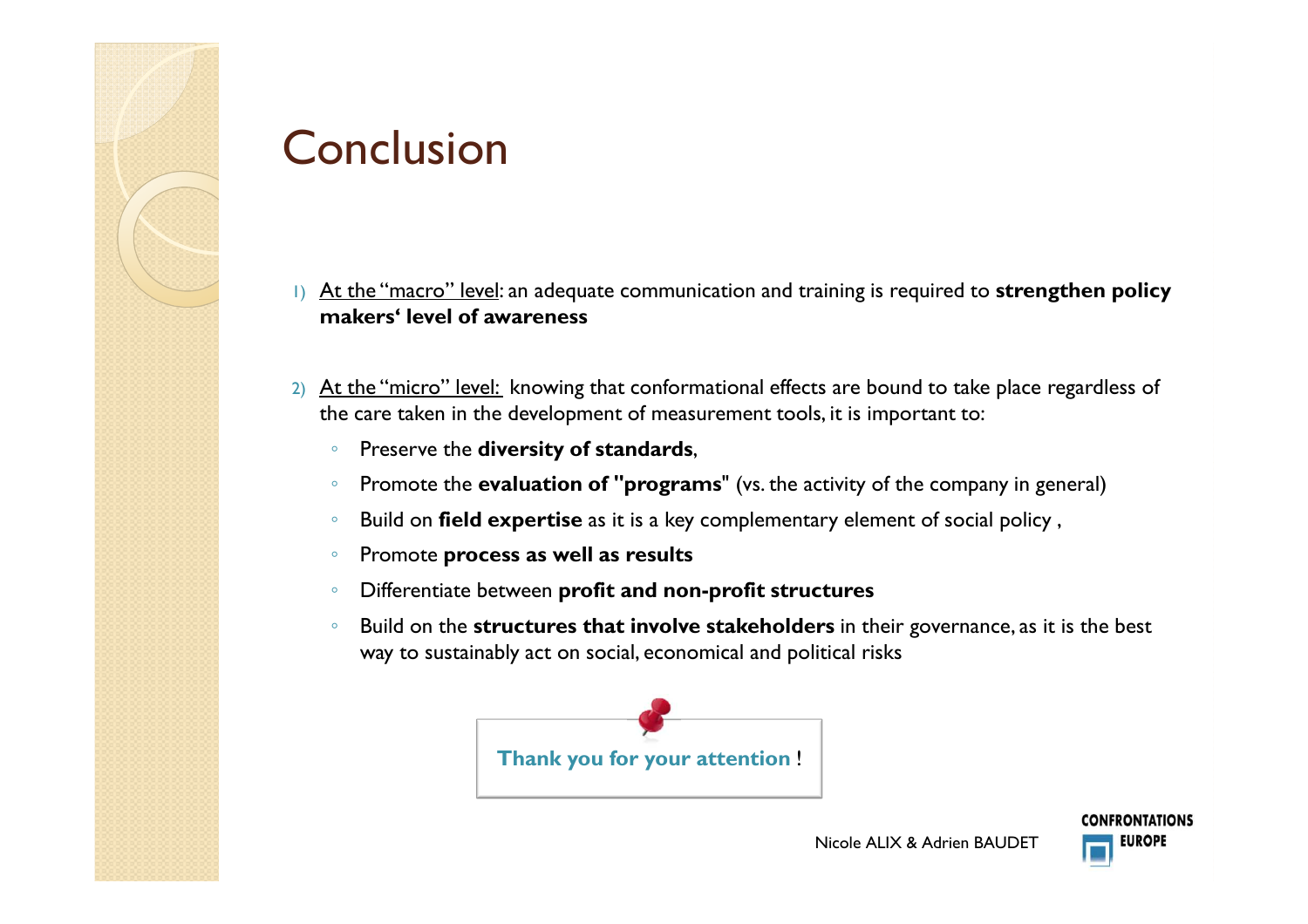# Conclusion

1) At the "macro" level: an adequate communication and training is required to **strengthen policy makers' level of awareness**

2) At the "micro" level: knowing that conformational effects are bound to take place regardless of the care taken in the development of measurement tools, it is important to:
   - Preserve the **diversity of standards**,
   - Promote the **evaluation of "programs**" (vs. the activity of the company in general)
   - Build on **field expertise** as it is a key complementary element of social policy ,
   - Promote **process as well as results**
   - Differentiate between **profit and non-profit structures**
   - Build on the **structures that involve stakeholders** in their governance, as it is the best way to sustainably act on social, economical and political risks

**Thank you for your attention** !

Nicole ALIX & Adrien BAUDET

CONFRONTATIONS EUROPE